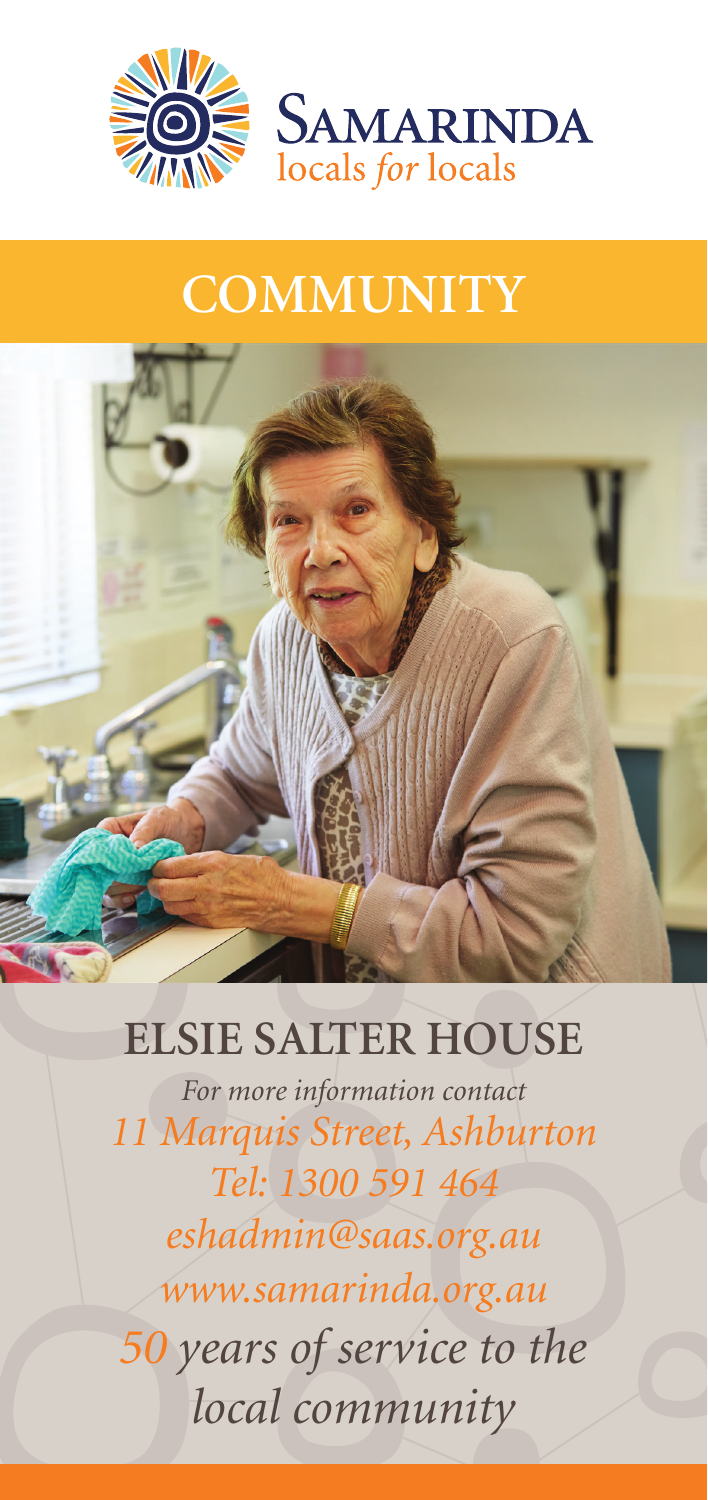**SAMARINDA**
locals *for* locals

# COMMUNITY

## ELSIE SALTER HOUSE

*For more information contact*

*11 Marquis Street, Ashburton*

*Tel: 1300 591 464*

*eshadmin@saas.org.au*

*www.samarinda.org.au*

*50 years of service to the local community*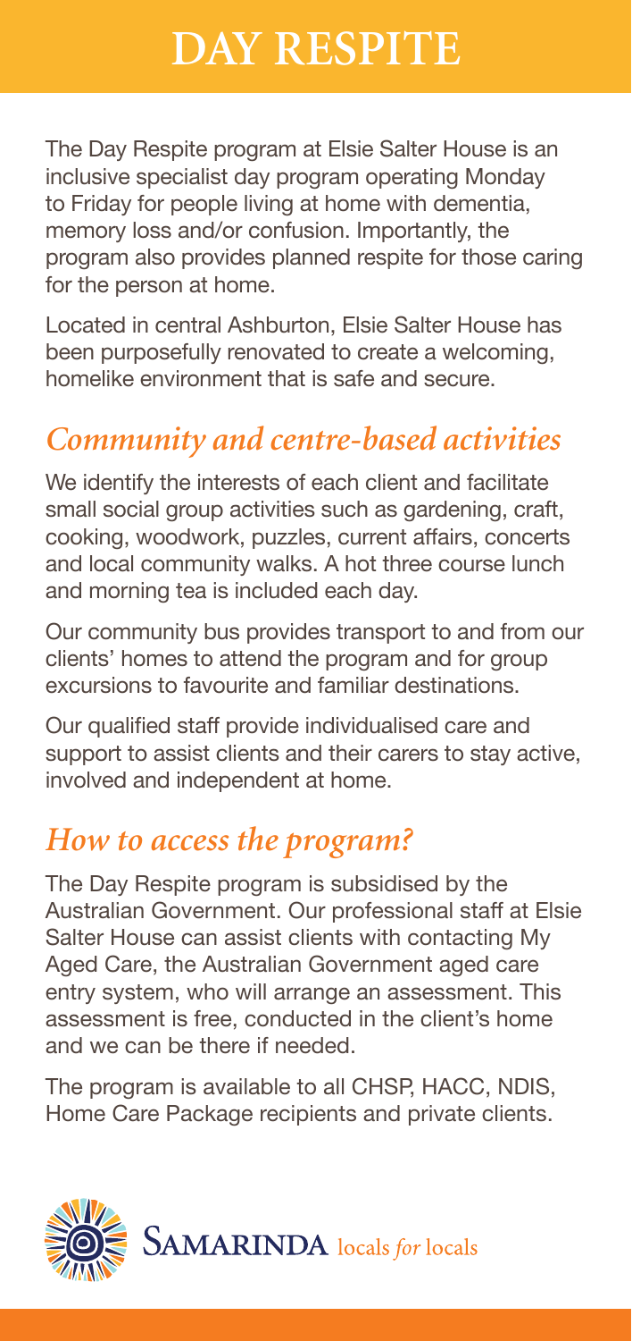# DAY RESPITE

The Day Respite program at Elsie Salter House is an inclusive specialist day program operating Monday to Friday for people living at home with dementia, memory loss and/or confusion. Importantly, the program also provides planned respite for those caring for the person at home.

Located in central Ashburton, Elsie Salter House has been purposefully renovated to create a welcoming, homelike environment that is safe and secure.

## *Community and centre-based activities*

We identify the interests of each client and facilitate small social group activities such as gardening, craft, cooking, woodwork, puzzles, current affairs, concerts and local community walks. A hot three course lunch and morning tea is included each day.

Our community bus provides transport to and from our clients' homes to attend the program and for group excursions to favourite and familiar destinations.

Our qualified staff provide individualised care and support to assist clients and their carers to stay active, involved and independent at home.

## *How to access the program?*

The Day Respite program is subsidised by the Australian Government. Our professional staff at Elsie Salter House can assist clients with contacting My Aged Care, the Australian Government aged care entry system, who will arrange an assessment. This assessment is free, conducted in the client's home and we can be there if needed.

The program is available to all CHSP, HACC, NDIS, Home Care Package recipients and private clients.

SAMARINDA locals *for* locals